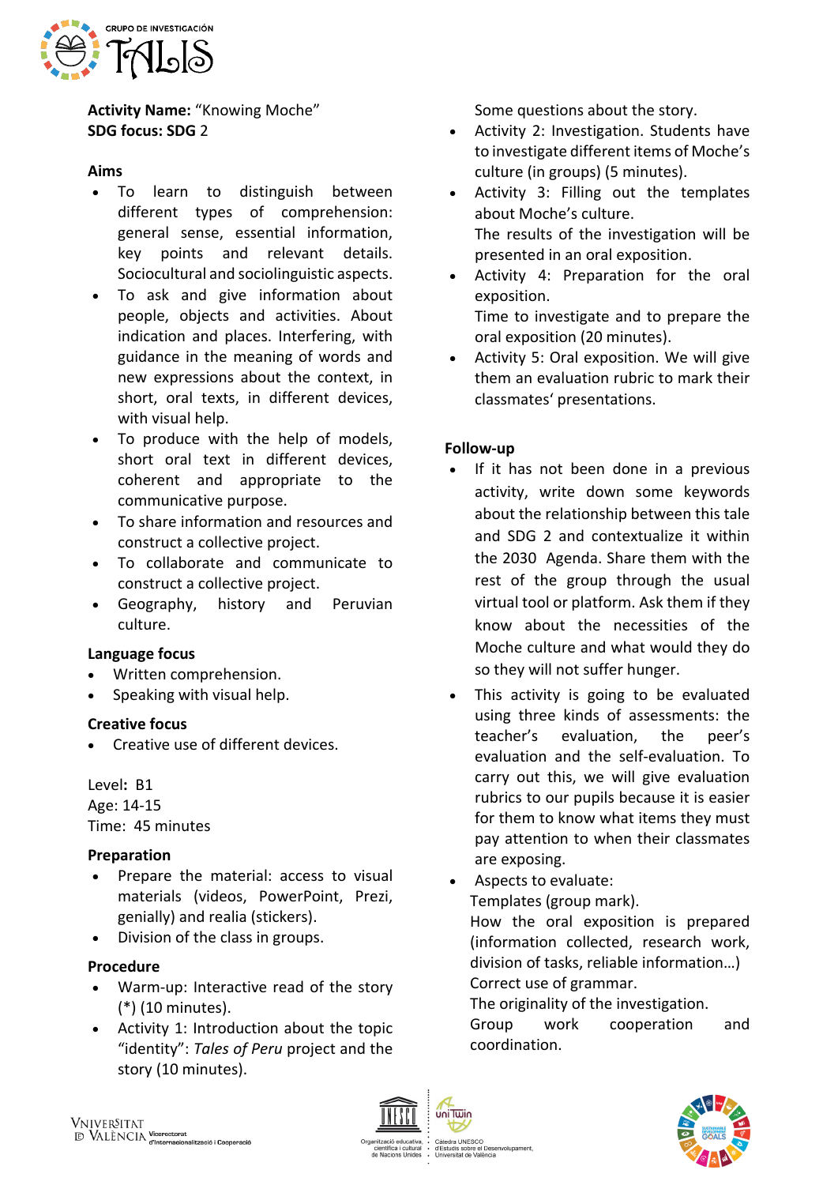**Activity Name:** "Knowing Moche"
**SDG focus: SDG** 2

**Aims**

- To learn to distinguish between different types of comprehension: general sense, essential information, key points and relevant details. Sociocultural and sociolinguistic aspects.
- To ask and give information about people, objects and activities. About indication and places. Interfering, with guidance in the meaning of words and new expressions about the context, in short, oral texts, in different devices, with visual help.
- To produce with the help of models, short oral text in different devices, coherent and appropriate to the communicative purpose.
- To share information and resources and construct a collective project.
- To collaborate and communicate to construct a collective project.
- Geography, history and Peruvian culture.

**Language focus**

- Written comprehension.
- Speaking with visual help.

**Creative focus**

- Creative use of different devices.

Level**:** B1
Age: 14-15
Time: 45 minutes

**Preparation**

- Prepare the material: access to visual materials (videos, PowerPoint, Prezi, genially) and realia (stickers).
- Division of the class in groups.

**Procedure**

- Warm-up: Interactive read of the story (*) (10 minutes).
- Activity 1: Introduction about the topic "identity": *Tales of Peru* project and the story (10 minutes).
  Some questions about the story.
- Activity 2: Investigation. Students have to investigate different items of Moche's culture (in groups) (5 minutes).
- Activity 3: Filling out the templates about Moche's culture.
  The results of the investigation will be presented in an oral exposition.
- Activity 4: Preparation for the oral exposition.
  Time to investigate and to prepare the oral exposition (20 minutes).
- Activity 5: Oral exposition. We will give them an evaluation rubric to mark their classmates' presentations.

**Follow-up**

- If it has not been done in a previous activity, write down some keywords about the relationship between this tale and SDG 2 and contextualize it within the 2030 Agenda. Share them with the rest of the group through the usual virtual tool or platform. Ask them if they know about the necessities of the Moche culture and what would they do so they will not suffer hunger.
- This activity is going to be evaluated using three kinds of assessments: the teacher's evaluation, the peer's evaluation and the self-evaluation. To carry out this, we will give evaluation rubrics to our pupils because it is easier for them to know what items they must pay attention to when their classmates are exposing.
- Aspects to evaluate:
  Templates (group mark).
  How the oral exposition is prepared (information collected, research work, division of tasks, reliable information…)
  Correct use of grammar.
  The originality of the investigation.
  Group work cooperation and coordination.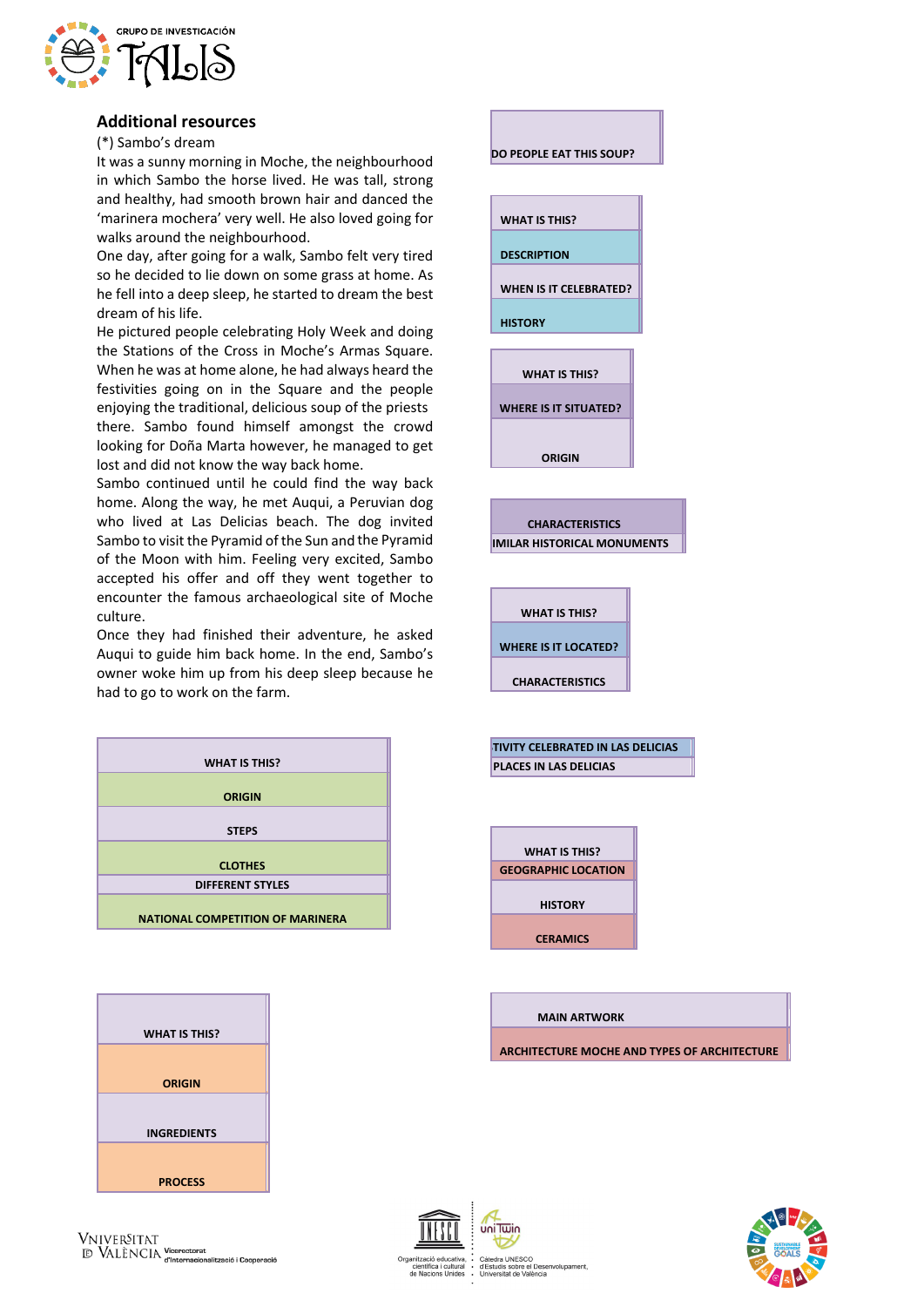## Additional resources

(*) Sambo's dream

It was a sunny morning in Moche, the neighbourhood in which Sambo the horse lived. He was tall, strong and healthy, had smooth brown hair and danced the 'marinera mochera' very well. He also loved going for walks around the neighbourhood.

One day, after going for a walk, Sambo felt very tired so he decided to lie down on some grass at home. As he fell into a deep sleep, he started to dream the best dream of his life.

He pictured people celebrating Holy Week and doing the Stations of the Cross in Moche's Armas Square. When he was at home alone, he had always heard the festivities going on in the Square and the people enjoying the traditional, delicious soup of the priests there. Sambo found himself amongst the crowd looking for Doña Marta however, he managed to get lost and did not know the way back home.

Sambo continued until he could find the way back home. Along the way, he met Auqui, a Peruvian dog who lived at Las Delicias beach. The dog invited Sambo to visit the Pyramid of the Sun and the Pyramid of the Moon with him. Feeling very excited, Sambo accepted his offer and off they went together to encounter the famous archaeological site of Moche culture.

Once they had finished their adventure, he asked Auqui to guide him back home. In the end, Sambo's owner woke him up from his deep sleep because he had to go to work on the farm.

| |
|---|
| WHAT IS THIS? |
| ORIGIN |
| STEPS |
| CLOTHES |
| DIFFERENT STYLES |
| NATIONAL COMPETITION OF MARINERA |

| |
|---|
| WHAT IS THIS? |
| ORIGIN |
| INGREDIENTS |
| PROCESS |

| |
|---|
| DO PEOPLE EAT THIS SOUP? |

| |
|---|
| WHAT IS THIS? |
| DESCRIPTION |
| WHEN IS IT CELEBRATED? |
| HISTORY |

| |
|---|
| WHAT IS THIS? |
| WHERE IS IT SITUATED? |
| ORIGIN |

| |
|---|
| CHARACTERISTICS |
| IMILAR HISTORICAL MONUMENTS |

| |
|---|
| WHAT IS THIS? |
| WHERE IS IT LOCATED? |
| CHARACTERISTICS |

| |
|---|
| TIVITY CELEBRATED IN LAS DELICIAS |
| PLACES IN LAS DELICIAS |

| |
|---|
| WHAT IS THIS? |
| GEOGRAPHIC LOCATION |
| HISTORY |
| CERAMICS |

| |
|---|
| MAIN ARTWORK |
| ARCHITECTURE MOCHE AND TYPES OF ARCHITECTURE |